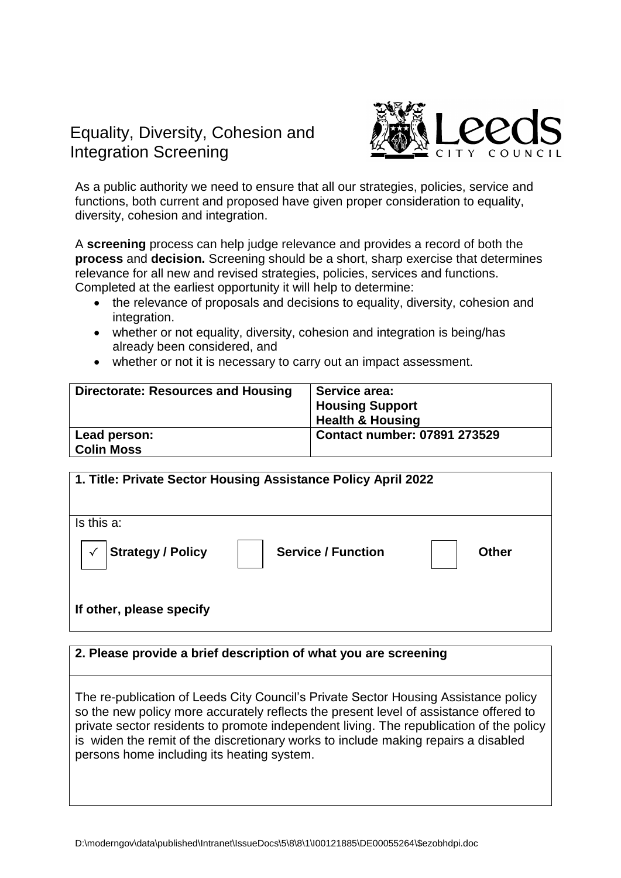# Equality, Diversity, Cohesion and Integration Screening

As a public authority we need to ensure that all our strategies, policies, service and functions, both current and proposed have given proper consideration to equality, diversity, cohesion and integration.

A **screening** process can help judge relevance and provides a record of both the **process** and **decision.** Screening should be a short, sharp exercise that determines relevance for all new and revised strategies, policies, services and functions. Completed at the earliest opportunity it will help to determine:

- the relevance of proposals and decisions to equality, diversity, cohesion and integration.
- whether or not equality, diversity, cohesion and integration is being/has already been considered, and
- whether or not it is necessary to carry out an impact assessment.

| **Directorate: Resources and Housing** | **Service area: Housing Support Health & Housing** |
|---|---|
| **Lead person: Colin Moss** | **Contact number: 07891 273529** |

| **1. Title: Private Sector Housing Assistance Policy April 2022** |
|---|
| Is this a:<br>✓ **Strategy / Policy** ☐ **Service / Function** ☐ **Other**<br><br>**If other, please specify** |

| **2. Please provide a brief description of what you are screening** |
|---|
| The re-publication of Leeds City Council's Private Sector Housing Assistance policy so the new policy more accurately reflects the present level of assistance offered to private sector residents to promote independent living. The republication of the policy is widen the remit of the discretionary works to include making repairs a disabled persons home including its heating system. |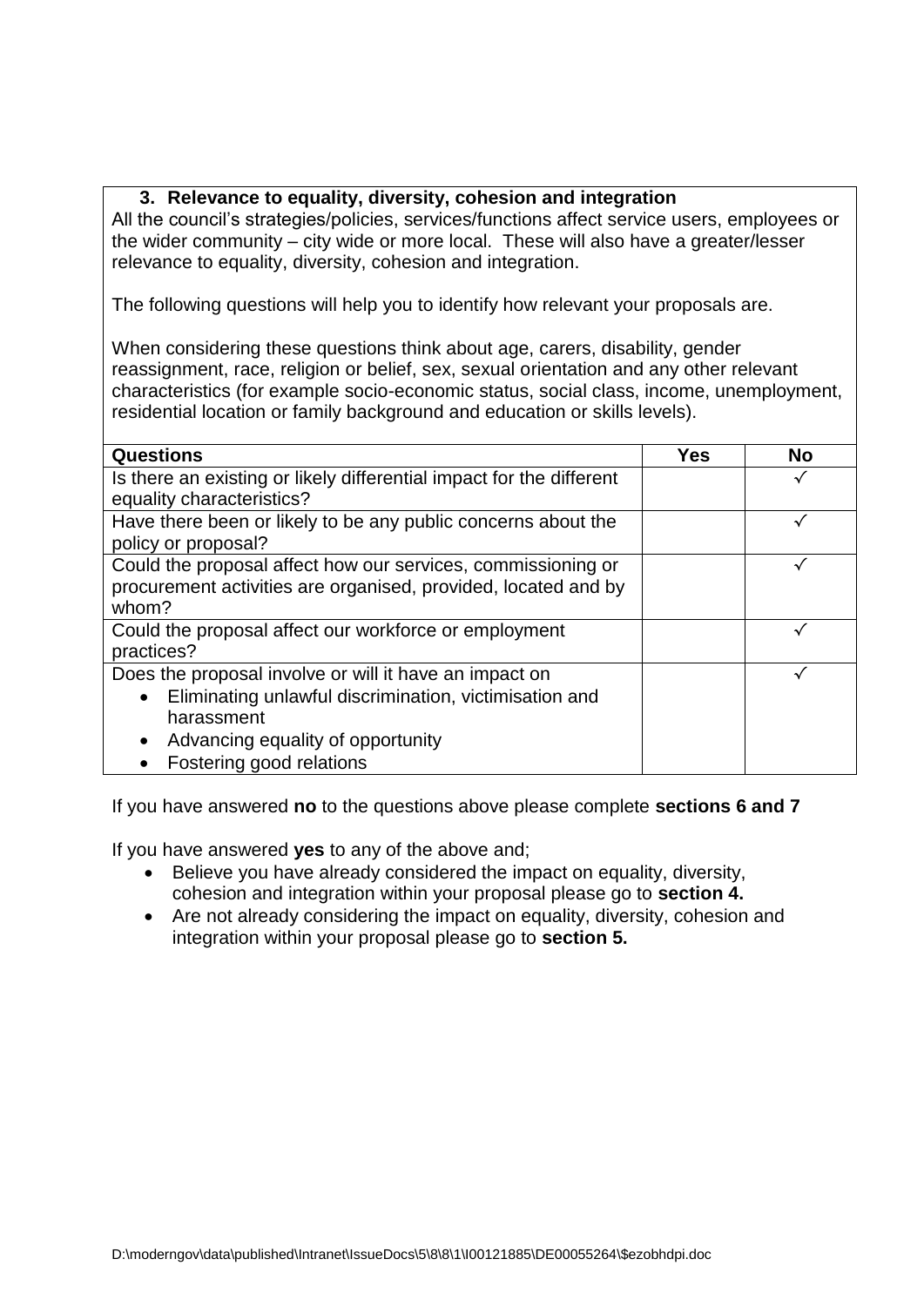### 3. Relevance to equality, diversity, cohesion and integration

All the council's strategies/policies, services/functions affect service users, employees or the wider community – city wide or more local. These will also have a greater/lesser relevance to equality, diversity, cohesion and integration.

The following questions will help you to identify how relevant your proposals are.

When considering these questions think about age, carers, disability, gender reassignment, race, religion or belief, sex, sexual orientation and any other relevant characteristics (for example socio-economic status, social class, income, unemployment, residential location or family background and education or skills levels).

| Questions | Yes | No |
|---|---|---|
| Is there an existing or likely differential impact for the different equality characteristics? | | ✓ |
| Have there been or likely to be any public concerns about the policy or proposal? | | ✓ |
| Could the proposal affect how our services, commissioning or procurement activities are organised, provided, located and by whom? | | ✓ |
| Could the proposal affect our workforce or employment practices? | | ✓ |
| Does the proposal involve or will it have an impact on<br>• Eliminating unlawful discrimination, victimisation and harassment<br>• Advancing equality of opportunity<br>• Fostering good relations | | ✓ |

If you have answered **no** to the questions above please complete **sections 6 and 7**

If you have answered **yes** to any of the above and;

- Believe you have already considered the impact on equality, diversity, cohesion and integration within your proposal please go to **section 4.**
- Are not already considering the impact on equality, diversity, cohesion and integration within your proposal please go to **section 5.**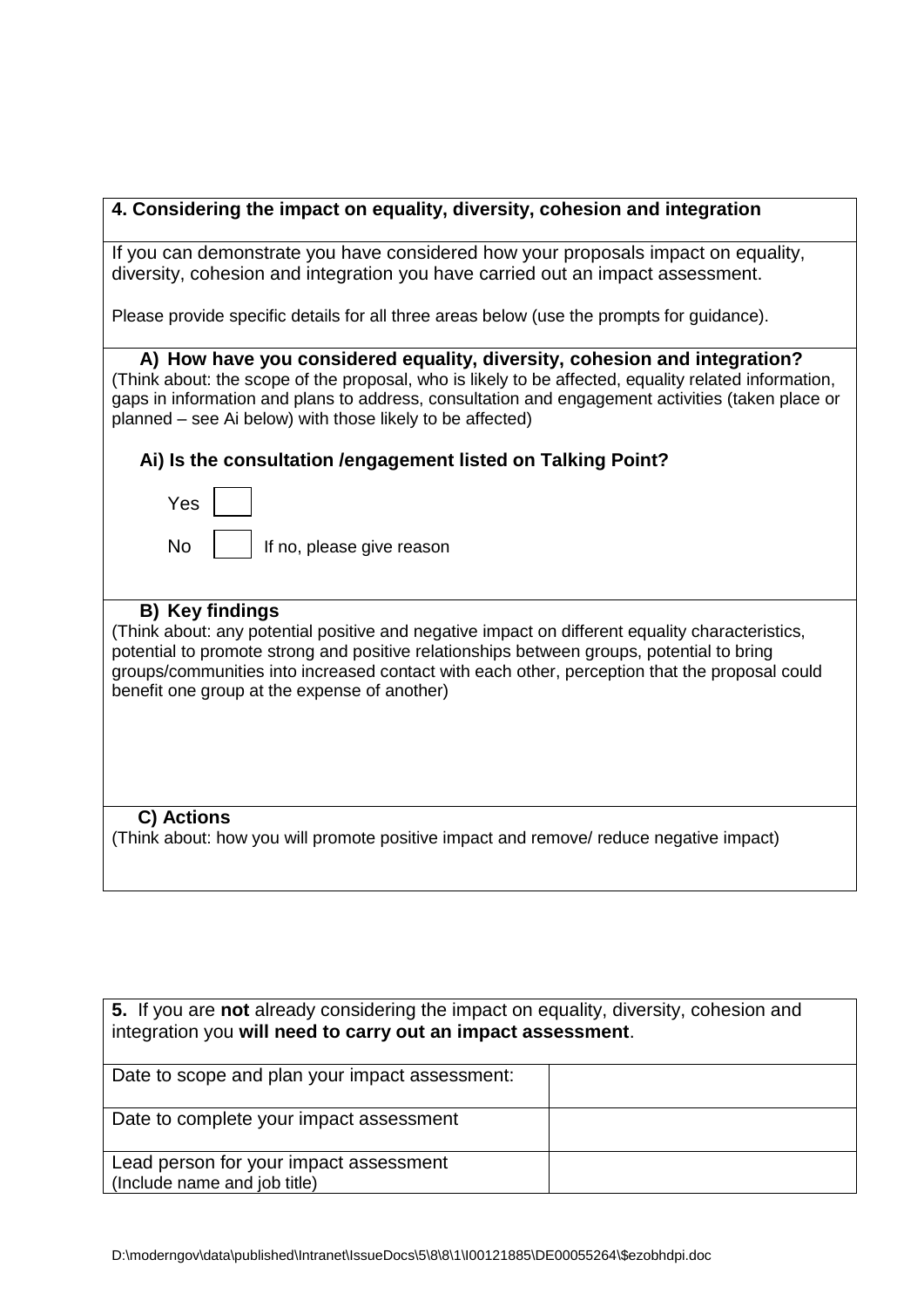**4. Considering the impact on equality, diversity, cohesion and integration**

If you can demonstrate you have considered how your proposals impact on equality, diversity, cohesion and integration you have carried out an impact assessment.

Please provide specific details for all three areas below (use the prompts for guidance).

**A) How have you considered equality, diversity, cohesion and integration?**
(Think about: the scope of the proposal, who is likely to be affected, equality related information, gaps in information and plans to address, consultation and engagement activities (taken place or planned – see Ai below) with those likely to be affected)

**Ai) Is the consultation /engagement listed on Talking Point?**

Yes ☐

No ☐ If no, please give reason

**B) Key findings**
(Think about: any potential positive and negative impact on different equality characteristics, potential to promote strong and positive relationships between groups, potential to bring groups/communities into increased contact with each other, perception that the proposal could benefit one group at the expense of another)

**C) Actions**
(Think about: how you will promote positive impact and remove/ reduce negative impact)

| **5.** If you are **not** already considering the impact on equality, diversity, cohesion and integration you **will need to carry out an impact assessment**. | |
|---|---|
| Date to scope and plan your impact assessment: | |
| Date to complete your impact assessment | |
| Lead person for your impact assessment (Include name and job title) | |

D:\moderngov\data\published\Intranet\IssueDocs\5\8\8\1\I00121885\DE00055264\$ezobhdpi.doc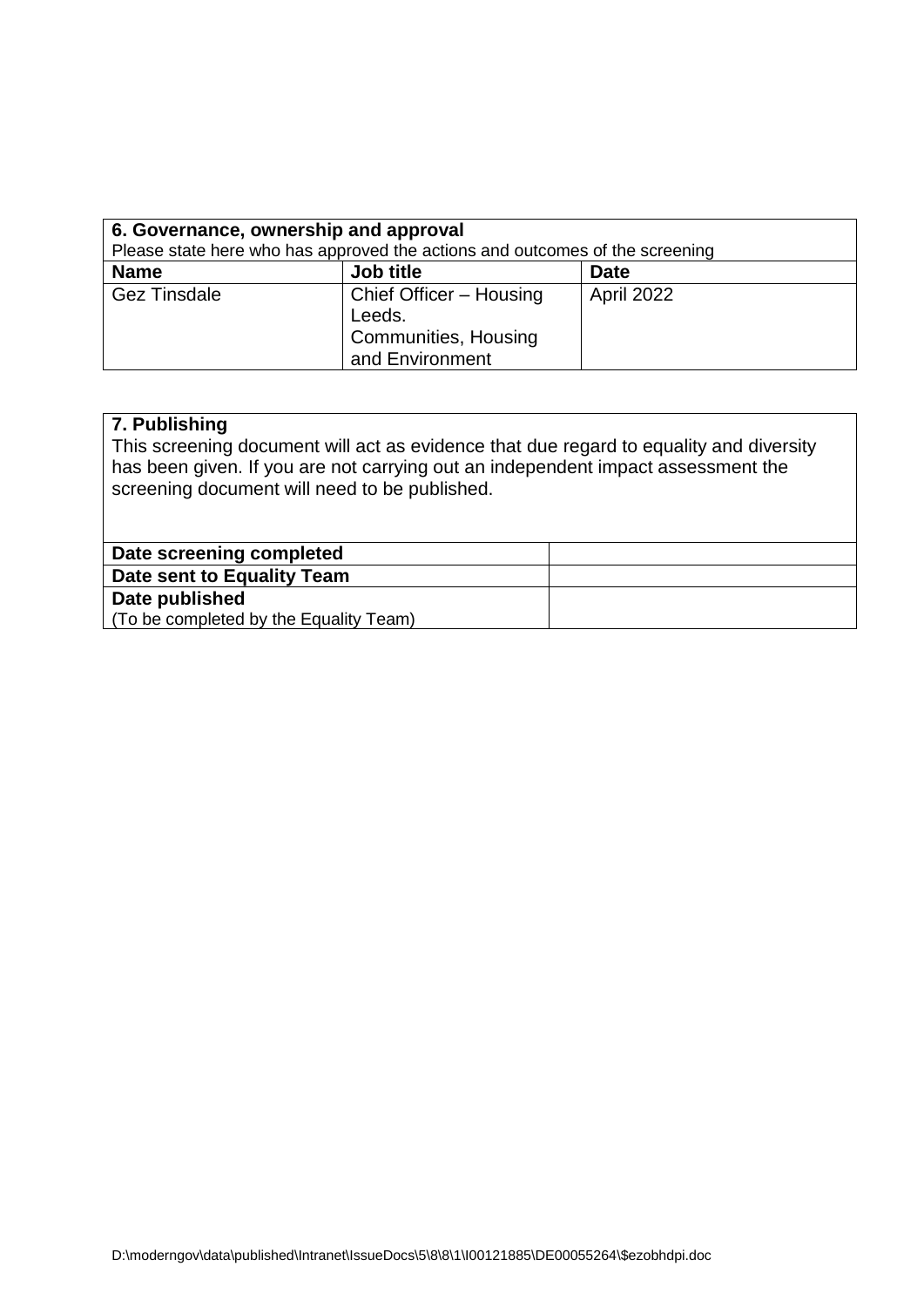| 6. Governance, ownership and approval<br>Please state here who has approved the actions and outcomes of the screening | | |
| --- | --- | --- |
| **Name** | **Job title** | **Date** |
| Gez Tinsdale | Chief Officer – Housing Leeds.<br>Communities, Housing and Environment | April 2022 |

| 7. Publishing<br>This screening document will act as evidence that due regard to equality and diversity has been given. If you are not carrying out an independent impact assessment the screening document will need to be published. | |
| --- | --- |
| **Date screening completed** | |
| **Date sent to Equality Team** | |
| **Date published**<br>(To be completed by the Equality Team) | |